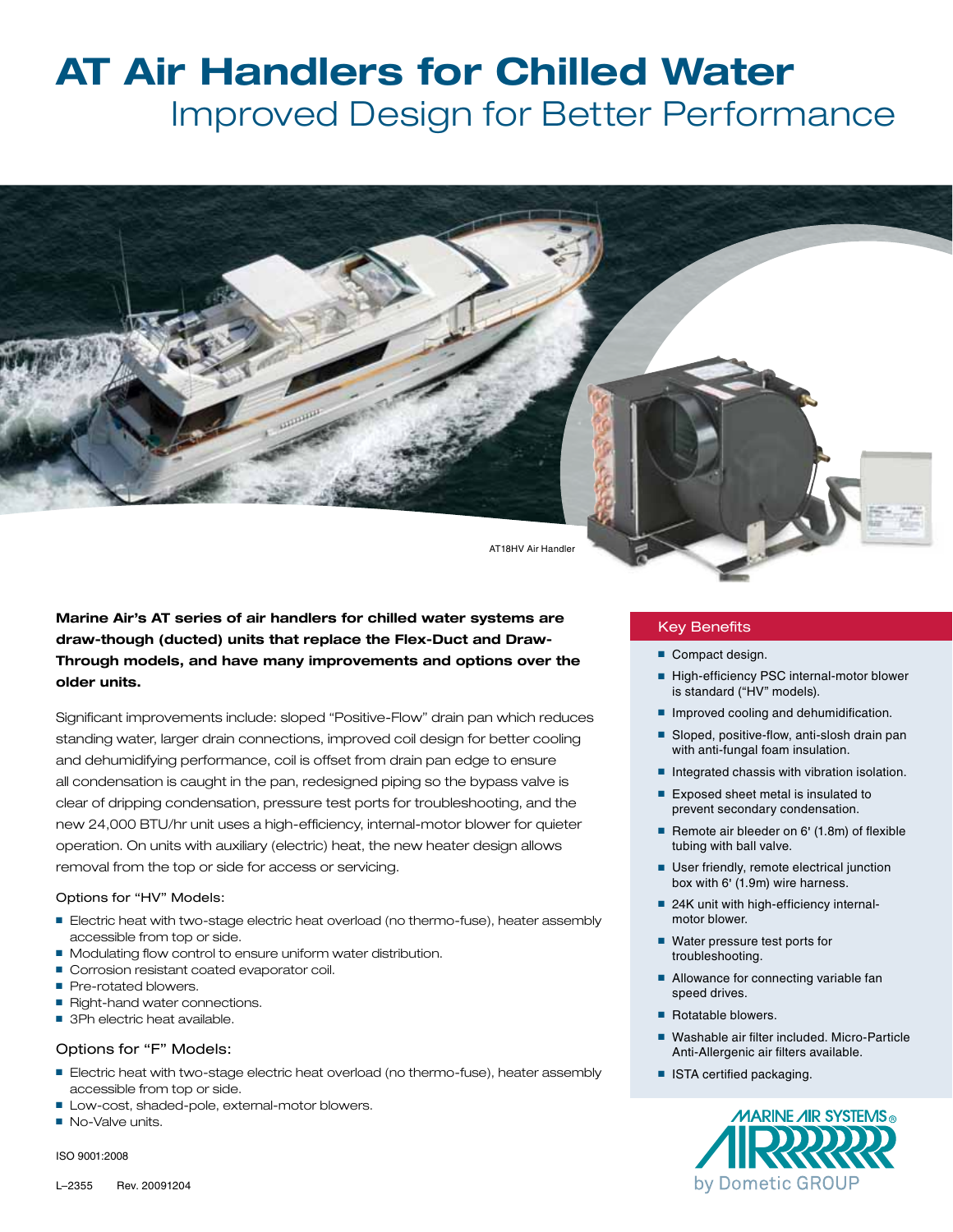# AT Air Handlers for Chilled Water

## Improved Design for Better Performance

AT18HV Air Handler

**Marine Air's AT series of air handlers for chilled water systems are draw-though (ducted) units that replace the Flex-Duct and Draw-Through models, and have many improvements and options over the older units.**

Significant improvements include: sloped "Positive-Flow" drain pan which reduces standing water, larger drain connections, improved coil design for better cooling and dehumidifying performance, coil is offset from drain pan edge to ensure all condensation is caught in the pan, redesigned piping so the bypass valve is clear of dripping condensation, pressure test ports for troubleshooting, and the new 24,000 BTU/hr unit uses a high-efficiency, internal-motor blower for quieter operation. On units with auxiliary (electric) heat, the new heater design allows removal from the top or side for access or servicing.

### Options for "HV" Models:

- Electric heat with two-stage electric heat overload (no thermo-fuse), heater assembly accessible from top or side.
- Modulating flow control to ensure uniform water distribution.
- Corrosion resistant coated evaporator coil.
- Pre-rotated blowers.
- Right-hand water connections.
- 3Ph electric heat available.

### Options for "F" Models:

- Electric heat with two-stage electric heat overload (no thermo-fuse), heater assembly accessible from top or side.
- Low-cost, shaded-pole, external-motor blowers.
- No-Valve units.

### Key Benefits

- Compact design.
- High-efficiency PSC internal-motor blower is standard ("HV" models).
- Improved cooling and dehumidification.
- Sloped, positive-flow, anti-slosh drain pan with anti-fungal foam insulation.
- Integrated chassis with vibration isolation.
- Exposed sheet metal is insulated to prevent secondary condensation.
- Remote air bleeder on 6' (1.8m) of flexible tubing with ball valve.
- User friendly, remote electrical junction box with 6' (1.9m) wire harness.
- 24K unit with high-efficiency internal-motor blower.
- Water pressure test ports for troubleshooting.
- Allowance for connecting variable fan speed drives.
- Rotatable blowers.
- Washable air filter included. Micro-Particle Anti-Allergenic air filters available.
- ISTA certified packaging.

MARINE AIR SYSTEMS® by Dometic GROUP

ISO 9001:2008

L–2355 Rev. 20091204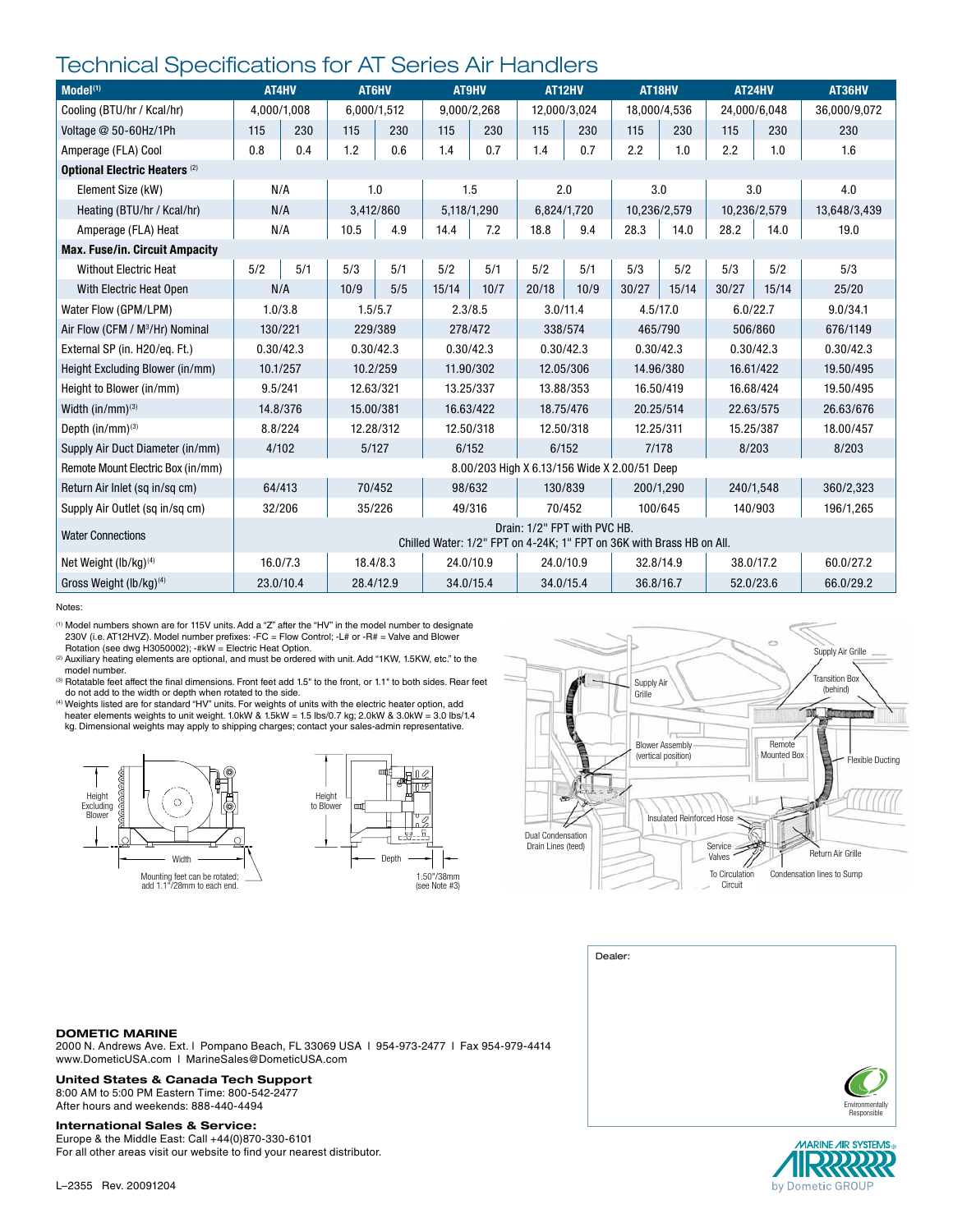# Technical Specifications for AT Series Air Handlers

| Model[1] | AT4HV | | AT6HV | | AT9HV | | AT12HV | | AT18HV | | AT24HV | | AT36HV |
|---|---|---|---|---|---|---|---|---|---|---|---|---|---|
| Cooling (BTU/hr / Kcal/hr) | 4,000/1,008 | | 6,000/1,512 | | 9,000/2,268 | | 12,000/3,024 | | 18,000/4,536 | | 24,000/6,048 | | 36,000/9,072 |
| Voltage @ 50-60Hz/1Ph | 115 | 230 | 115 | 230 | 115 | 230 | 115 | 230 | 115 | 230 | 115 | 230 | 230 |
| Amperage (FLA) Cool | 0.8 | 0.4 | 1.2 | 0.6 | 1.4 | 0.7 | 1.4 | 0.7 | 2.2 | 1.0 | 2.2 | 1.0 | 1.6 |
| **Optional Electric Heaters** [2] | | | | | | | | | | | | | |
| Element Size (kW) | N/A | | 1.0 | | 1.5 | | 2.0 | | 3.0 | | 3.0 | | 4.0 |
| Heating (BTU/hr / Kcal/hr) | N/A | | 3,412/860 | | 5,118/1,290 | | 6,824/1,720 | | 10,236/2,579 | | 10,236/2,579 | | 13,648/3,439 |
| Amperage (FLA) Heat | N/A | | 10.5 | 4.9 | 14.4 | 7.2 | 18.8 | 9.4 | 28.3 | 14.0 | 28.2 | 14.0 | 19.0 |
| **Max. Fuse/in. Circuit Ampacity** | | | | | | | | | | | | | |
| Without Electric Heat | 5/2 | 5/1 | 5/3 | 5/1 | 5/2 | 5/1 | 5/2 | 5/1 | 5/3 | 5/2 | 5/3 | 5/2 | 5/3 |
| With Electric Heat Open | N/A | | 10/9 | 5/5 | 15/14 | 10/7 | 20/18 | 10/9 | 30/27 | 15/14 | 30/27 | 15/14 | 25/20 |
| Water Flow (GPM/LPM) | 1.0/3.8 | | 1.5/5.7 | | 2.3/8.5 | | 3.0/11.4 | | 4.5/17.0 | | 6.0/22.7 | | 9.0/34.1 |
| Air Flow (CFM / $M^3$/Hr) Nominal | 130/221 | | 229/389 | | 278/472 | | 338/574 | | 465/790 | | 506/860 | | 676/1149 |
| External SP (in. H20/eq. Ft.) | 0.30/42.3 | | 0.30/42.3 | | 0.30/42.3 | | 0.30/42.3 | | 0.30/42.3 | | 0.30/42.3 | | 0.30/42.3 |
| Height Excluding Blower (in/mm) | 10.1/257 | | 10.2/259 | | 11.90/302 | | 12.05/306 | | 14.96/380 | | 16.61/422 | | 19.50/495 |
| Height to Blower (in/mm) | 9.5/241 | | 12.63/321 | | 13.25/337 | | 13.88/353 | | 16.50/419 | | 16.68/424 | | 19.50/495 |
| Width (in/mm)[3] | 14.8/376 | | 15.00/381 | | 16.63/422 | | 18.75/476 | | 20.25/514 | | 22.63/575 | | 26.63/676 |
| Depth (in/mm)[3] | 8.8/224 | | 12.28/312 | | 12.50/318 | | 12.50/318 | | 12.25/311 | | 15.25/387 | | 18.00/457 |
| Supply Air Duct Diameter (in/mm) | 4/102 | | 5/127 | | 6/152 | | 6/152 | | 7/178 | | 8/203 | | 8/203 |
| Remote Mount Electric Box (in/mm) | 8.00/203 High X 6.13/156 Wide X 2.00/51 Deep | | | | | | | | | | | | |
| Return Air Inlet (sq in/sq cm) | 64/413 | | 70/452 | | 98/632 | | 130/839 | | 200/1,290 | | 240/1,548 | | 360/2,323 |
| Supply Air Outlet (sq in/sq cm) | 32/206 | | 35/226 | | 49/316 | | 70/452 | | 100/645 | | 140/903 | | 196/1,265 |
| Water Connections | Drain: 1/2" FPT with PVC HB. Chilled Water: 1/2" FPT on 4-24K; 1" FPT on 36K with Brass HB on All. | | | | | | | | | | | | |
| Net Weight (lb/kg)[4] | 16.0/7.3 | | 18.4/8.3 | | 24.0/10.9 | | 24.0/10.9 | | 32.8/14.9 | | 38.0/17.2 | | 60.0/27.2 |
| Gross Weight (lb/kg)[4] | 23.0/10.4 | | 28.4/12.9 | | 34.0/15.4 | | 34.0/15.4 | | 36.8/16.7 | | 52.0/23.6 | | 66.0/29.2 |

Notes:

[1] Model numbers shown are for 115V units. Add a "Z" after the "HV" in the model number to designate 230V (i.e. AT12HVZ). Model number prefixes: -FC = Flow Control; -L# or -R# = Valve and Blower Rotation (see dwg H3050002); -#kW = Electric Heat Option.

[2] Auxiliary heating elements are optional, and must be ordered with unit. Add "1KW, 1.5KW, etc." to the model number.

[3] Rotatable feet affect the final dimensions. Front feet add 1.5" to the front, or 1.1" to both sides. Rear feet do not add to the width or depth when rotated to the side.

[4] Weights listed are for standard "HV" units. For weights of units with the electric heater option, add heater elements weights to unit weight. 1.0kW & 1.5kW = 1.5 lbs/0.7 kg; 2.0kW & 3.0kW = 3.0 lbs/1.4 kg. Dimensional weights may apply to shipping charges; contact your sales-admin representative.

Height Excluding Blower

Width

Mounting feet can be rotated; add 1.1"/28mm to each end.

Height to Blower

Depth

1.50"/38mm (see Note #3)

Supply Air Grille

Transition Box (behind)

Supply Air Grille

Blower Assembly (vertical position)

Remote Mounted Box

Flexible Ducting

Insulated Reinforced Hose

Dual Condensation Drain Lines (teed)

Service Valves

Return Air Grille

To Circulation Circuit

Condensation lines to Sump

Dealer:

**DOMETIC MARINE**
2000 N. Andrews Ave. Ext. I Pompano Beach, FL 33069 USA I 954-973-2477 I Fax 954-979-4414
www.DometicUSA.com I MarineSales@DometicUSA.com

**United States & Canada Tech Support**
8:00 AM to 5:00 PM Eastern Time: 800-542-2477
After hours and weekends: 888-440-4494

**International Sales & Service:**
Europe & the Middle East: Call +44(0)870-330-6101
For all other areas visit our website to find your nearest distributor.

Environmentally Responsible

MARINE AIR SYSTEMS by Dometic GROUP

L–2355 Rev. 20091204